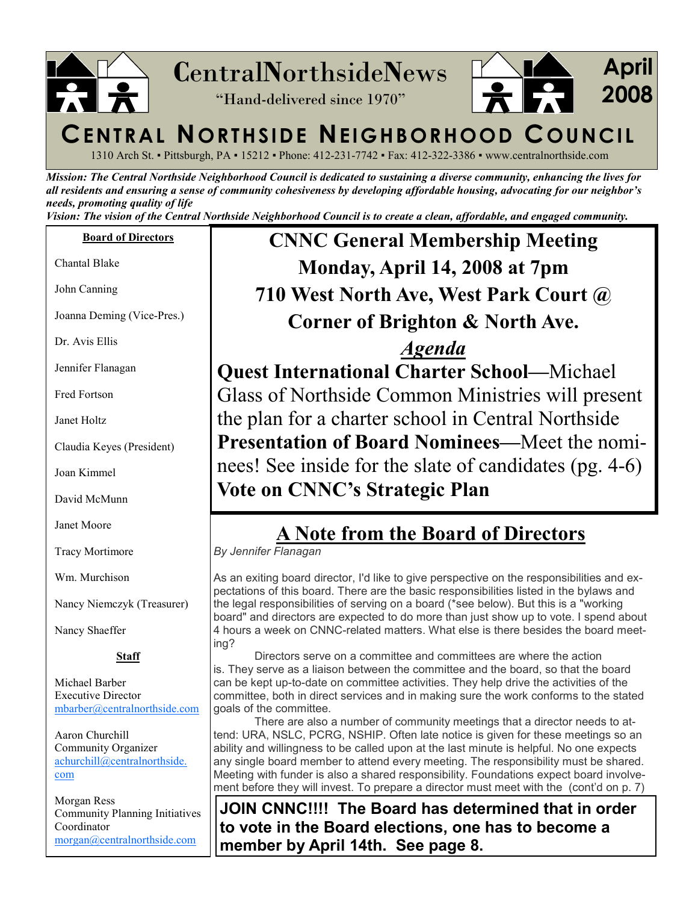# CentralNorthsideNews

"Hand-delivered since 1970"

**April 2008**

## CENTRAL NORTHSIDE NEIGHBORHOOD COUNCIL

1310 Arch St. ▪ Pittsburgh, PA ▪ 15212 ▪ Phone: 412-231-7742 ▪ Fax: 412-322-3386 ▪ www.centralnorthside.com

***Mission: The Central Northside Neighborhood Council is dedicated to sustaining a diverse community, enhancing the lives for all residents and ensuring a sense of community cohesiveness by developing affordable housing, advocating for our neighbor's needs, promoting quality of life***

***Vision: The vision of the Central Northside Neighborhood Council is to create a clean, affordable, and engaged community.***

**Board of Directors**

Chantal Blake

John Canning

Joanna Deming (Vice-Pres.)

Dr. Avis Ellis

Jennifer Flanagan

Fred Fortson

Janet Holtz

Claudia Keyes (President)

Joan Kimmel

David McMunn

Janet Moore

Tracy Mortimore

Wm. Murchison

Nancy Niemczyk (Treasurer)

Nancy Shaeffer

**Staff**

Michael Barber
Executive Director
mbarber@centralnorthside.com

Aaron Churchill
Community Organizer
achurchill@centralnorthside.com

Morgan Ress
Community Planning Initiatives Coordinator
morgan@centralnorthside.com

## CNNC General Membership Meeting
## Monday, April 14, 2008 at 7pm
## 710 West North Ave, West Park Court @ Corner of Brighton & North Ave.

### *Agenda*

**Quest International Charter School**—Michael Glass of Northside Common Ministries will present the plan for a charter school in Central Northside

**Presentation of Board Nominees**—Meet the nominees! See inside for the slate of candidates (pg. 4-6)

**Vote on CNNC's Strategic Plan**

## A Note from the Board of Directors

*By Jennifer Flanagan*

As an exiting board director, I'd like to give perspective on the responsibilities and expectations of this board. There are the basic responsibilities listed in the bylaws and the legal responsibilities of serving on a board (*see below). But this is a "working board" and directors are expected to do more than just show up to vote. I spend about 4 hours a week on CNNC-related matters. What else is there besides the board meeting?

Directors serve on a committee and committees are where the action is. They serve as a liaison between the committee and the board, so that the board can be kept up-to-date on committee activities. They help drive the activities of the committee, both in direct services and in making sure the work conforms to the stated goals of the committee.

There are also a number of community meetings that a director needs to attend: URA, NSLC, PCRG, NSHIP. Often late notice is given for these meetings so an ability and willingness to be called upon at the last minute is helpful. No one expects any single board member to attend every meeting. The responsibility must be shared. Meeting with funder is also a shared responsibility. Foundations expect board involvement before they will invest. To prepare a director must meet with the (cont'd on p. 7)

**JOIN CNNC!!!! The Board has determined that in order to vote in the Board elections, one has to become a member by April 14th. See page 8.**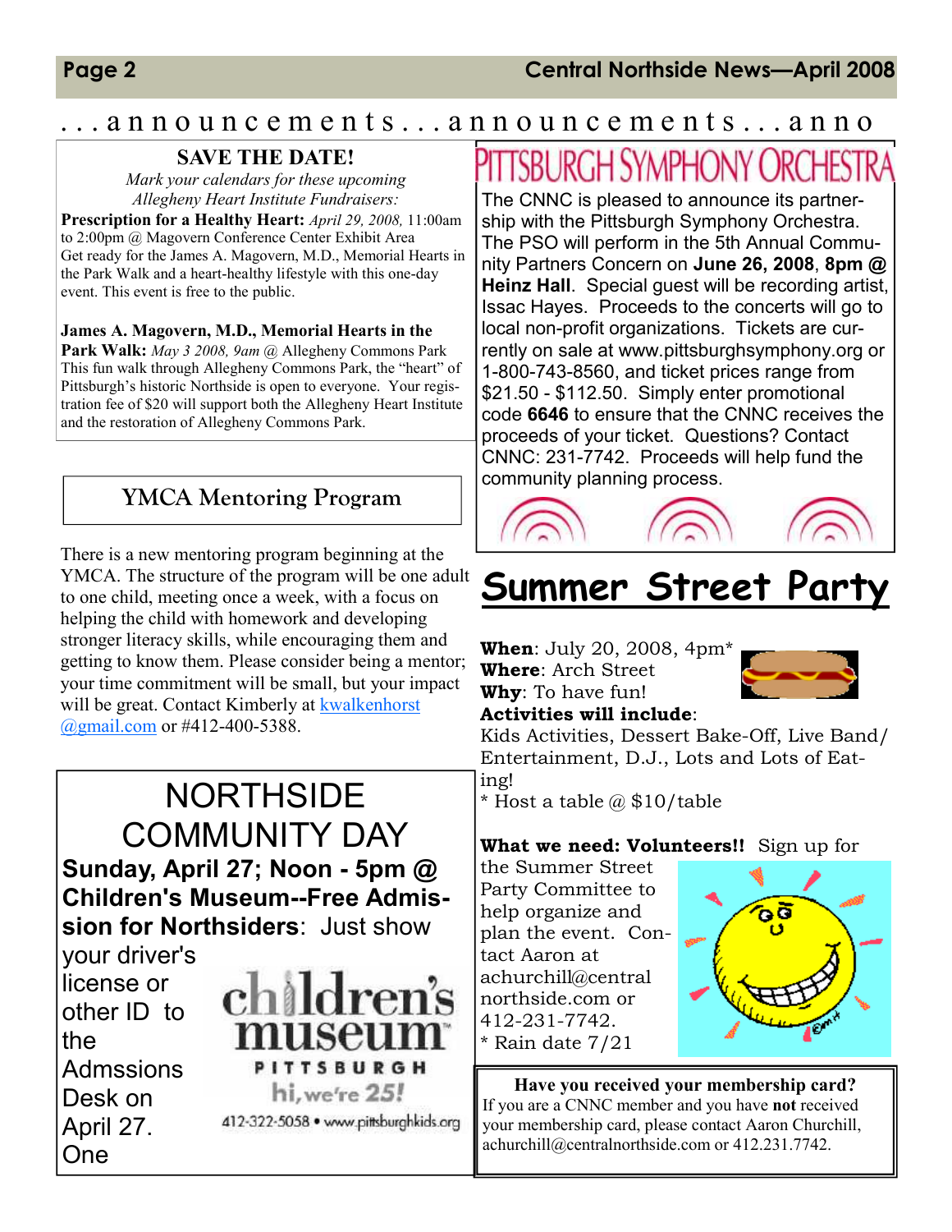. . . a n n o u n c e m e n t s . . . a n n o u n c e m e n t s . . . a n n o

## SAVE THE DATE!

*Mark your calendars for these upcoming Allegheny Heart Institute Fundraisers:*

**Prescription for a Healthy Heart:** *April 29, 2008,* 11:00am to 2:00pm @ Magovern Conference Center Exhibit Area
Get ready for the James A. Magovern, M.D., Memorial Hearts in the Park Walk and a heart-healthy lifestyle with this one-day event. This event is free to the public.

**James A. Magovern, M.D., Memorial Hearts in the Park Walk:** *May 3 2008, 9am* @ Allegheny Commons Park
This fun walk through Allegheny Commons Park, the "heart" of Pittsburgh's historic Northside is open to everyone. Your registration fee of $20 will support both the Allegheny Heart Institute and the restoration of Allegheny Commons Park.

## YMCA Mentoring Program

There is a new mentoring program beginning at the YMCA. The structure of the program will be one adult to one child, meeting once a week, with a focus on helping the child with homework and developing stronger literacy skills, while encouraging them and getting to know them. Please consider being a mentor; your time commitment will be small, but your impact will be great. Contact Kimberly at kwalkenhorst@gmail.com or #412-400-5388.

## NORTHSIDE COMMUNITY DAY

**Sunday, April 27; Noon - 5pm @ Children's Museum--Free Admission for Northsiders**: Just show your driver's license or other ID to the Admssions Desk on April 27. One

children's museum PITTSBURGH hi, we're 25! 412-322-5058 • www.pittsburghkids.org

## PITTSBURGH SYMPHONY ORCHESTRA

The CNNC is pleased to announce its partnership with the Pittsburgh Symphony Orchestra. The PSO will perform in the 5th Annual Community Partners Concern on **June 26, 2008**, **8pm @ Heinz Hall**. Special guest will be recording artist, Issac Hayes. Proceeds to the concerts will go to local non-profit organizations. Tickets are currently on sale at www.pittsburghsymphony.org or 1-800-743-8560, and ticket prices range from $21.50 - $112.50. Simply enter promotional code **6646** to ensure that the CNNC receives the proceeds of your ticket. Questions? Contact CNNC: 231-7742. Proceeds will help fund the community planning process.

## Summer Street Party

**When**: July 20, 2008, 4pm*
**Where**: Arch Street
**Why**: To have fun!
**Activities will include**:
Kids Activities, Dessert Bake-Off, Live Band/ Entertainment, D.J., Lots and Lots of Eating!
* Host a table @ $10/table

**What we need: Volunteers!!** Sign up for the Summer Street Party Committee to help organize and plan the event. Contact Aaron at achurchill@centralnorthside.com or 412-231-7742.
* Rain date 7/21

**Have you received your membership card?**
If you are a CNNC member and you have **not** received your membership card, please contact Aaron Churchill, achurchill@centralnorthside.com or 412.231.7742.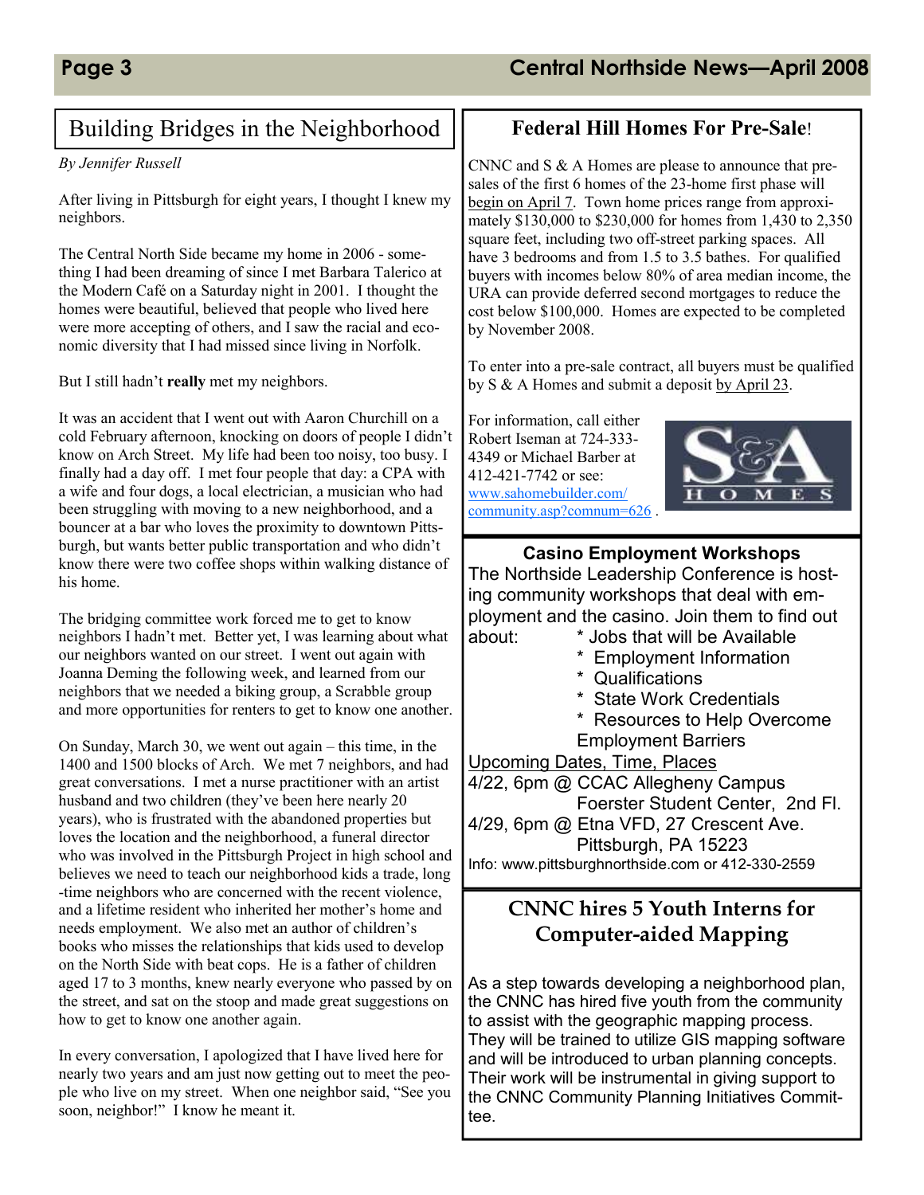## Building Bridges in the Neighborhood

*By Jennifer Russell*

After living in Pittsburgh for eight years, I thought I knew my neighbors.

The Central North Side became my home in 2006 - something I had been dreaming of since I met Barbara Talerico at the Modern Café on a Saturday night in 2001. I thought the homes were beautiful, believed that people who lived here were more accepting of others, and I saw the racial and economic diversity that I had missed since living in Norfolk.

But I still hadn't **really** met my neighbors.

It was an accident that I went out with Aaron Churchill on a cold February afternoon, knocking on doors of people I didn't know on Arch Street. My life had been too noisy, too busy. I finally had a day off. I met four people that day: a CPA with a wife and four dogs, a local electrician, a musician who had been struggling with moving to a new neighborhood, and a bouncer at a bar who loves the proximity to downtown Pittsburgh, but wants better public transportation and who didn't know there were two coffee shops within walking distance of his home.

The bridging committee work forced me to get to know neighbors I hadn't met. Better yet, I was learning about what our neighbors wanted on our street. I went out again with Joanna Deming the following week, and learned from our neighbors that we needed a biking group, a Scrabble group and more opportunities for renters to get to know one another.

On Sunday, March 30, we went out again – this time, in the 1400 and 1500 blocks of Arch. We met 7 neighbors, and had great conversations. I met a nurse practitioner with an artist husband and two children (they've been here nearly 20 years), who is frustrated with the abandoned properties but loves the location and the neighborhood, a funeral director who was involved in the Pittsburgh Project in high school and believes we need to teach our neighborhood kids a trade, long-time neighbors who are concerned with the recent violence, and a lifetime resident who inherited her mother's home and needs employment. We also met an author of children's books who misses the relationships that kids used to develop on the North Side with beat cops. He is a father of children aged 17 to 3 months, knew nearly everyone who passed by on the street, and sat on the stoop and made great suggestions on how to get to know one another again.

In every conversation, I apologized that I have lived here for nearly two years and am just now getting out to meet the people who live on my street. When one neighbor said, "See you soon, neighbor!" I know he meant it.

## Federal Hill Homes For Pre-Sale!

CNNC and S & A Homes are please to announce that pre-sales of the first 6 homes of the 23-home first phase will begin on April 7. Town home prices range from approximately $130,000 to $230,000 for homes from 1,430 to 2,350 square feet, including two off-street parking spaces. All have 3 bedrooms and from 1.5 to 3.5 bathes. For qualified buyers with incomes below 80% of area median income, the URA can provide deferred second mortgages to reduce the cost below $100,000. Homes are expected to be completed by November 2008.

To enter into a pre-sale contract, all buyers must be qualified by S & A Homes and submit a deposit by April 23.

For information, call either Robert Iseman at 724-333-4349 or Michael Barber at 412-421-7742 or see: www.sahomebuilder.com/community.asp?commun=626 .

## Casino Employment Workshops

The Northside Leadership Conference is hosting community workshops that deal with employment and the casino. Join them to find out about:

* Jobs that will be Available
* Employment Information
* Qualifications
* State Work Credentials
* Resources to Help Overcome Employment Barriers

Upcoming Dates, Time, Places

4/22, 6pm @ CCAC Allegheny Campus Foerster Student Center, 2nd Fl.

4/29, 6pm @ Etna VFD, 27 Crescent Ave. Pittsburgh, PA 15223

Info: www.pittsburghnorthside.com or 412-330-2559

## CNNC hires 5 Youth Interns for Computer-aided Mapping

As a step towards developing a neighborhood plan, the CNNC has hired five youth from the community to assist with the geographic mapping process. They will be trained to utilize GIS mapping software and will be introduced to urban planning concepts. Their work will be instrumental in giving support to the CNNC Community Planning Initiatives Committee.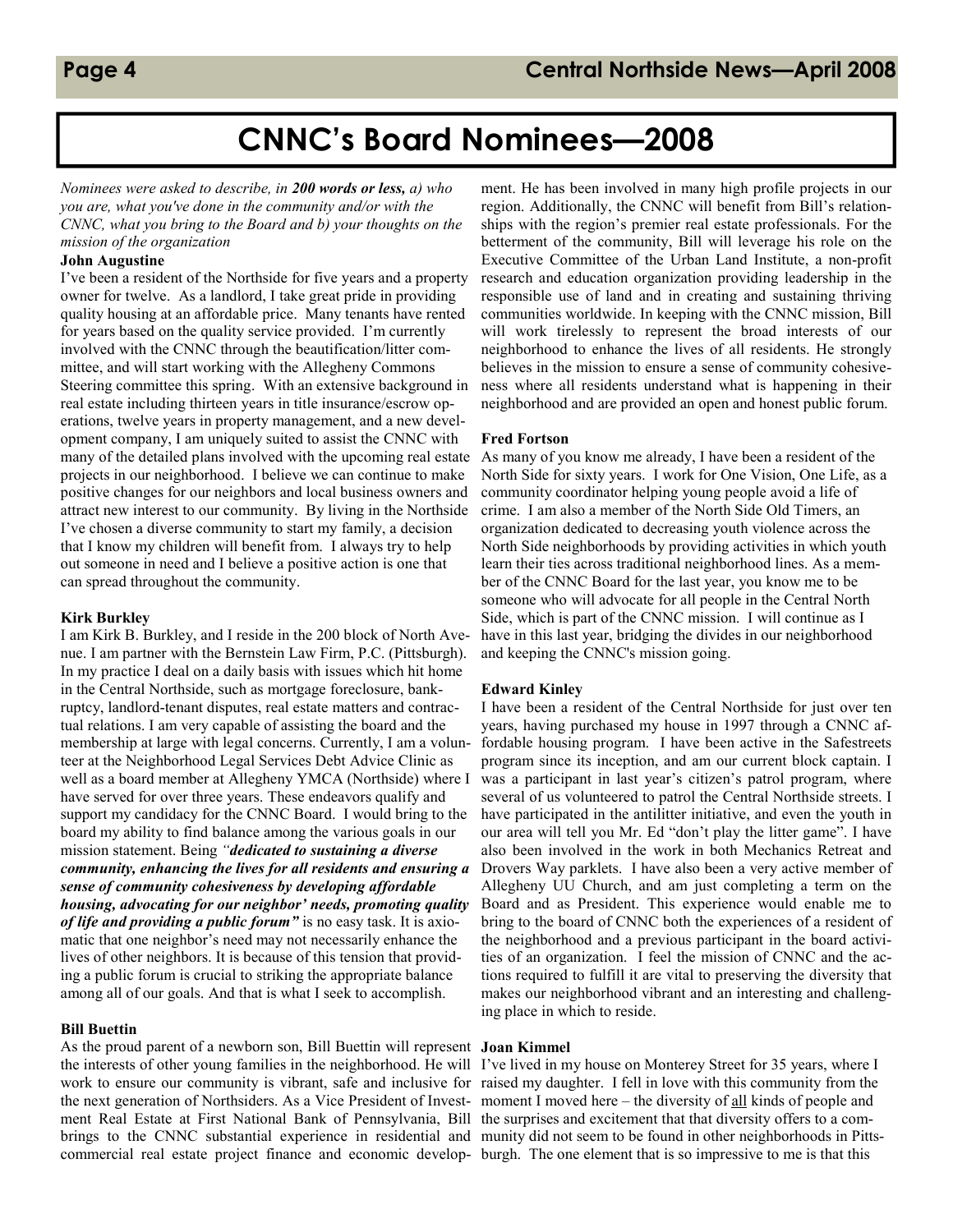# CNNC's Board Nominees—2008

*Nominees were asked to describe, in **200 words or less,** a) who you are, what you've done in the community and/or with the CNNC, what you bring to the Board and b) your thoughts on the mission of the organization*

**John Augustine**

I've been a resident of the Northside for five years and a property owner for twelve. As a landlord, I take great pride in providing quality housing at an affordable price. Many tenants have rented for years based on the quality service provided. I'm currently involved with the CNNC through the beautification/litter committee, and will start working with the Allegheny Commons Steering committee this spring. With an extensive background in real estate including thirteen years in title insurance/escrow operations, twelve years in property management, and a new development company, I am uniquely suited to assist the CNNC with many of the detailed plans involved with the upcoming real estate projects in our neighborhood. I believe we can continue to make positive changes for our neighbors and local business owners and attract new interest to our community. By living in the Northside I've chosen a diverse community to start my family, a decision that I know my children will benefit from. I always try to help out someone in need and I believe a positive action is one that can spread throughout the community.

**Kirk Burkley**

I am Kirk B. Burkley, and I reside in the 200 block of North Avenue. I am partner with the Bernstein Law Firm, P.C. (Pittsburgh). In my practice I deal on a daily basis with issues which hit home in the Central Northside, such as mortgage foreclosure, bankruptcy, landlord-tenant disputes, real estate matters and contractual relations. I am very capable of assisting the board and the membership at large with legal concerns. Currently, I am a volunteer at the Neighborhood Legal Services Debt Advice Clinic as well as a board member at Allegheny YMCA (Northside) where I have served for over three years. These endeavors qualify and support my candidacy for the CNNC Board. I would bring to the board my ability to find balance among the various goals in our mission statement. Being *"**dedicated to sustaining a diverse community, enhancing the lives for all residents and ensuring a sense of community cohesiveness by developing affordable housing, advocating for our neighbor' needs, promoting quality of life and providing a public forum"*** is no easy task. It is axiomatic that one neighbor's need may not necessarily enhance the lives of other neighbors. It is because of this tension that providing a public forum is crucial to striking the appropriate balance among all of our goals. And that is what I seek to accomplish.

**Bill Buettin**

As the proud parent of a newborn son, Bill Buettin will represent the interests of other young families in the neighborhood. He will work to ensure our community is vibrant, safe and inclusive for the next generation of Northsiders. As a Vice President of Investment Real Estate at First National Bank of Pennsylvania, Bill brings to the CNNC substantial experience in residential and commercial real estate project finance and economic development. He has been involved in many high profile projects in our region. Additionally, the CNNC will benefit from Bill's relationships with the region's premier real estate professionals. For the betterment of the community, Bill will leverage his role on the Executive Committee of the Urban Land Institute, a non-profit research and education organization providing leadership in the responsible use of land and in creating and sustaining thriving communities worldwide. In keeping with the CNNC mission, Bill will work tirelessly to represent the broad interests of our neighborhood to enhance the lives of all residents. He strongly believes in the mission to ensure a sense of community cohesiveness where all residents understand what is happening in their neighborhood and are provided an open and honest public forum.

**Fred Fortson**

As many of you know me already, I have been a resident of the North Side for sixty years. I work for One Vision, One Life, as a community coordinator helping young people avoid a life of crime. I am also a member of the North Side Old Timers, an organization dedicated to decreasing youth violence across the North Side neighborhoods by providing activities in which youth learn their ties across traditional neighborhood lines. As a member of the CNNC Board for the last year, you know me to be someone who will advocate for all people in the Central North Side, which is part of the CNNC mission. I will continue as I have in this last year, bridging the divides in our neighborhood and keeping the CNNC's mission going.

**Edward Kinley**

I have been a resident of the Central Northside for just over ten years, having purchased my house in 1997 through a CNNC affordable housing program. I have been active in the Safestreets program since its inception, and am our current block captain. I was a participant in last year's citizen's patrol program, where several of us volunteered to patrol the Central Northside streets. I have participated in the antilitter initiative, and even the youth in our area will tell you Mr. Ed "don't play the litter game". I have also been involved in the work in both Mechanics Retreat and Drovers Way parklets. I have also been a very active member of Allegheny UU Church, and am just completing a term on the Board and as President. This experience would enable me to bring to the board of CNNC both the experiences of a resident of the neighborhood and a previous participant in the board activities of an organization. I feel the mission of CNNC and the actions required to fulfill it are vital to preserving the diversity that makes our neighborhood vibrant and an interesting and challenging place in which to reside.

**Joan Kimmel**

I've lived in my house on Monterey Street for 35 years, where I raised my daughter. I fell in love with this community from the moment I moved here – the diversity of <u>all</u> kinds of people and the surprises and excitement that that diversity offers to a community did not seem to be found in other neighborhoods in Pittsburgh. The one element that is so impressive to me is that this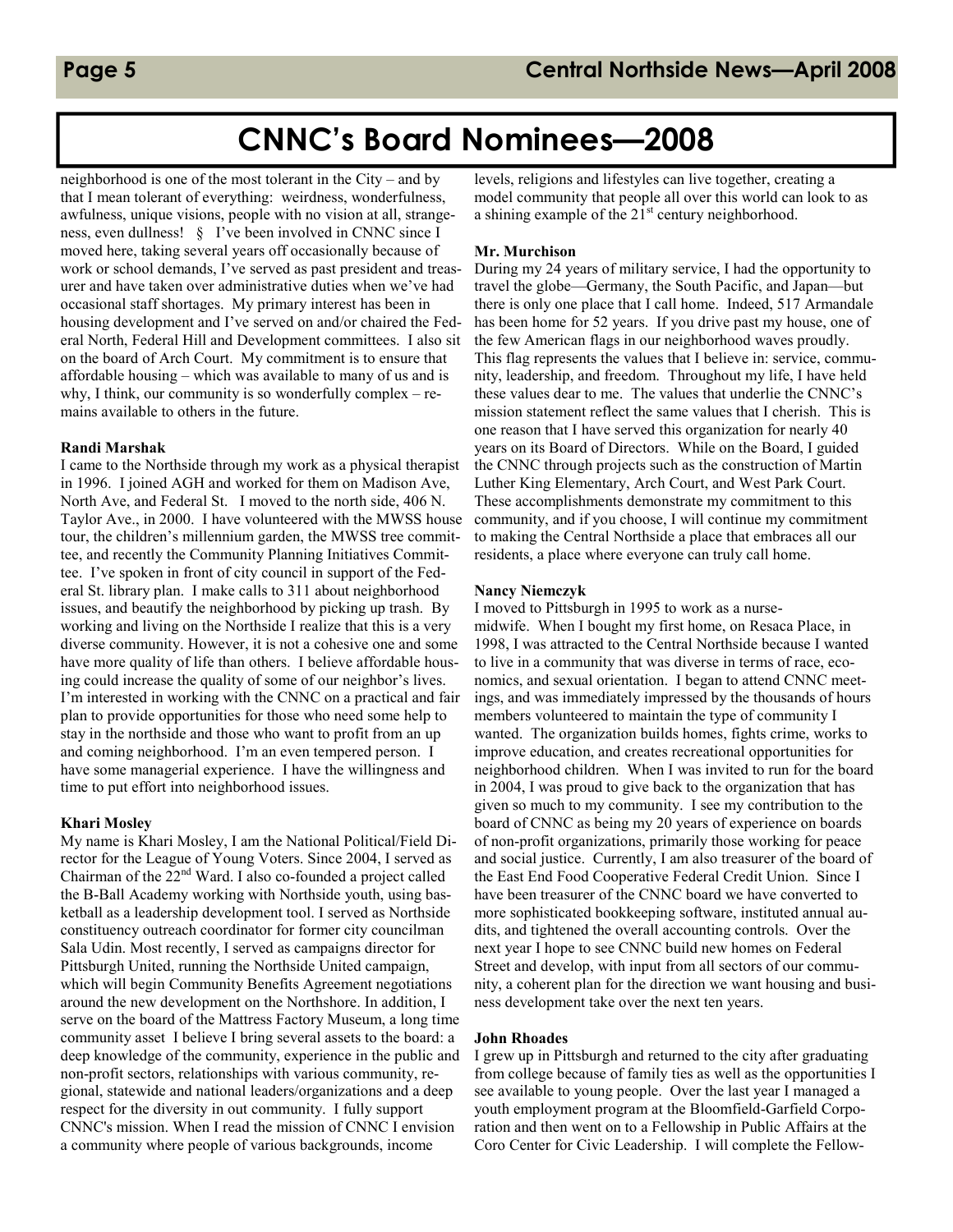# CNNC's Board Nominees—2008

neighborhood is one of the most tolerant in the City – and by that I mean tolerant of everything: weirdness, wonderfulness, awfulness, unique visions, people with no vision at all, strangeness, even dullness! § I've been involved in CNNC since I moved here, taking several years off occasionally because of work or school demands, I've served as past president and treasurer and have taken over administrative duties when we've had occasional staff shortages. My primary interest has been in housing development and I've served on and/or chaired the Federal North, Federal Hill and Development committees. I also sit on the board of Arch Court. My commitment is to ensure that affordable housing – which was available to many of us and is why, I think, our community is so wonderfully complex – remains available to others in the future.

**Randi Marshak**

I came to the Northside through my work as a physical therapist in 1996. I joined AGH and worked for them on Madison Ave, North Ave, and Federal St. I moved to the north side, 406 N. Taylor Ave., in 2000. I have volunteered with the MWSS house tour, the children's millennium garden, the MWSS tree committee, and recently the Community Planning Initiatives Committee. I've spoken in front of city council in support of the Federal St. library plan. I make calls to 311 about neighborhood issues, and beautify the neighborhood by picking up trash. By working and living on the Northside I realize that this is a very diverse community. However, it is not a cohesive one and some have more quality of life than others. I believe affordable housing could increase the quality of some of our neighbor's lives. I'm interested in working with the CNNC on a practical and fair plan to provide opportunities for those who need some help to stay in the northside and those who want to profit from an up and coming neighborhood. I'm an even tempered person. I have some managerial experience. I have the willingness and time to put effort into neighborhood issues.

**Khari Mosley**

My name is Khari Mosley, I am the National Political/Field Director for the League of Young Voters. Since 2004, I served as Chairman of the 22nd Ward. I also co-founded a project called the B-Ball Academy working with Northside youth, using basketball as a leadership development tool. I served as Northside constituency outreach coordinator for former city councilman Sala Udin. Most recently, I served as campaigns director for Pittsburgh United, running the Northside United campaign, which will begin Community Benefits Agreement negotiations around the new development on the Northshore. In addition, I serve on the board of the Mattress Factory Museum, a long time community asset I believe I bring several assets to the board: a deep knowledge of the community, experience in the public and non-profit sectors, relationships with various community, regional, statewide and national leaders/organizations and a deep respect for the diversity in out community. I fully support CNNC's mission. When I read the mission of CNNC I envision a community where people of various backgrounds, income levels, religions and lifestyles can live together, creating a model community that people all over this world can look to as a shining example of the 21st century neighborhood.

**Mr. Murchison**

During my 24 years of military service, I had the opportunity to travel the globe—Germany, the South Pacific, and Japan—but there is only one place that I call home. Indeed, 517 Armandale has been home for 52 years. If you drive past my house, one of the few American flags in our neighborhood waves proudly. This flag represents the values that I believe in: service, community, leadership, and freedom. Throughout my life, I have held these values dear to me. The values that underlie the CNNC's mission statement reflect the same values that I cherish. This is one reason that I have served this organization for nearly 40 years on its Board of Directors. While on the Board, I guided the CNNC through projects such as the construction of Martin Luther King Elementary, Arch Court, and West Park Court. These accomplishments demonstrate my commitment to this community, and if you choose, I will continue my commitment to making the Central Northside a place that embraces all our residents, a place where everyone can truly call home.

**Nancy Niemczyk**

I moved to Pittsburgh in 1995 to work as a nurse-midwife. When I bought my first home, on Resaca Place, in 1998, I was attracted to the Central Northside because I wanted to live in a community that was diverse in terms of race, economics, and sexual orientation. I began to attend CNNC meetings, and was immediately impressed by the thousands of hours members volunteered to maintain the type of community I wanted. The organization builds homes, fights crime, works to improve education, and creates recreational opportunities for neighborhood children. When I was invited to run for the board in 2004, I was proud to give back to the organization that has given so much to my community. I see my contribution to the board of CNNC as being my 20 years of experience on boards of non-profit organizations, primarily those working for peace and social justice. Currently, I am also treasurer of the board of the East End Food Cooperative Federal Credit Union. Since I have been treasurer of the CNNC board we have converted to more sophisticated bookkeeping software, instituted annual audits, and tightened the overall accounting controls. Over the next year I hope to see CNNC build new homes on Federal Street and develop, with input from all sectors of our community, a coherent plan for the direction we want housing and business development take over the next ten years.

**John Rhoades**

I grew up in Pittsburgh and returned to the city after graduating from college because of family ties as well as the opportunities I see available to young people. Over the last year I managed a youth employment program at the Bloomfield-Garfield Corporation and then went on to a Fellowship in Public Affairs at the Coro Center for Civic Leadership. I will complete the Fellow-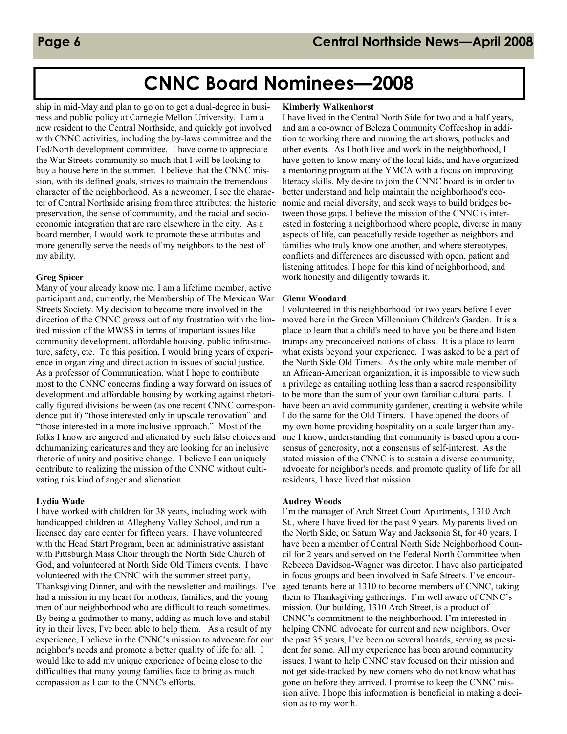# CNNC Board Nominees—2008

ship in mid-May and plan to go on to get a dual-degree in business and public policy at Carnegie Mellon University. I am a new resident to the Central Northside, and quickly got involved with CNNC activities, including the by-laws committee and the Fed/North development committee. I have come to appreciate the War Streets community so much that I will be looking to buy a house here in the summer. I believe that the CNNC mission, with its defined goals, strives to maintain the tremendous character of the neighborhood. As a newcomer, I see the character of Central Northside arising from three attributes: the historic preservation, the sense of community, and the racial and socioeconomic integration that are rare elsewhere in the city. As a board member, I would work to promote these attributes and more generally serve the needs of my neighbors to the best of my ability.

**Greg Spicer**

Many of your already know me. I am a lifetime member, active participant and, currently, the Membership of The Mexican War Streets Society. My decision to become more involved in the direction of the CNNC grows out of my frustration with the limited mission of the MWSS in terms of important issues like community development, affordable housing, public infrastructure, safety, etc. To this position, I would bring years of experience in organizing and direct action in issues of social justice. As a professor of Communication, what I hope to contribute most to the CNNC concerns finding a way forward on issues of development and affordable housing by working against rhetorically figured divisions between (as one recent CNNC correspondence put it) "those interested only in upscale renovation" and "those interested in a more inclusive approach." Most of the folks I know are angered and alienated by such false choices and dehumanizing caricatures and they are looking for an inclusive rhetoric of unity and positive change. I believe I can uniquely contribute to realizing the mission of the CNNC without cultivating this kind of anger and alienation.

**Lydia Wade**

I have worked with children for 38 years, including work with handicapped children at Allegheny Valley School, and run a licensed day care center for fifteen years. I have volunteered with the Head Start Program, been an administrative assistant with Pittsburgh Mass Choir through the North Side Church of God, and volunteered at North Side Old Timers events. I have volunteered with the CNNC with the summer street party, Thanksgiving Dinner, and with the newsletter and mailings. I've had a mission in my heart for mothers, families, and the young men of our neighborhood who are difficult to reach sometimes. By being a godmother to many, adding as much love and stability in their lives, I've been able to help them. As a result of my experience, I believe in the CNNC's mission to advocate for our neighbor's needs and promote a better quality of life for all. I would like to add my unique experience of being close to the difficulties that many young families face to bring as much compassion as I can to the CNNC's efforts.

**Kimberly Walkenhorst**

I have lived in the Central North Side for two and a half years, and am a co-owner of Beleza Community Coffeeshop in addition to working there and running the art shows, potlucks and other events. As I both live and work in the neighborhood, I have gotten to know many of the local kids, and have organized a mentoring program at the YMCA with a focus on improving literacy skills. My desire to join the CNNC board is in order to better understand and help maintain the neighborhood's economic and racial diversity, and seek ways to build bridges between those gaps. I believe the mission of the CNNC is interested in fostering a neighborhood where people, diverse in many aspects of life, can peacefully reside together as neighbors and families who truly know one another, and where stereotypes, conflicts and differences are discussed with open, patient and listening attitudes. I hope for this kind of neighborhood, and work honestly and diligently towards it.

**Glenn Woodard**

I volunteered in this neighborhood for two years before I ever moved here in the Green Millennium Children's Garden. It is a place to learn that a child's need to have you be there and listen trumps any preconceived notions of class. It is a place to learn what exists beyond your experience. I was asked to be a part of the North Side Old Timers. As the only white male member of an African-American organization, it is impossible to view such a privilege as entailing nothing less than a sacred responsibility to be more than the sum of your own familiar cultural parts. I have been an avid community gardener, creating a website while I do the same for the Old Timers. I have opened the doors of my own home providing hospitality on a scale larger than anyone I know, understanding that community is based upon a consensus of generosity, not a consensus of self-interest. As the stated mission of the CNNC is to sustain a diverse community, advocate for neighbor's needs, and promote quality of life for all residents, I have lived that mission.

**Audrey Woods**

I'm the manager of Arch Street Court Apartments, 1310 Arch St., where I have lived for the past 9 years. My parents lived on the North Side, on Saturn Way and Jacksonia St, for 40 years. I have been a member of Central North Side Neighborhood Council for 2 years and served on the Federal North Committee when Rebecca Davidson-Wagner was director. I have also participated in focus groups and been involved in Safe Streets. I've encouraged tenants here at 1310 to become members of CNNC, taking them to Thanksgiving gatherings. I'm well aware of CNNC's mission. Our building, 1310 Arch Street, is a product of CNNC's commitment to the neighborhood. I'm interested in helping CNNC advocate for current and new neighbors. Over the past 35 years, I've been on several boards, serving as president for some. All my experience has been around community issues. I want to help CNNC stay focused on their mission and not get side-tracked by new comers who do not know what has gone on before they arrived. I promise to keep the CNNC mission alive. I hope this information is beneficial in making a decision as to my worth.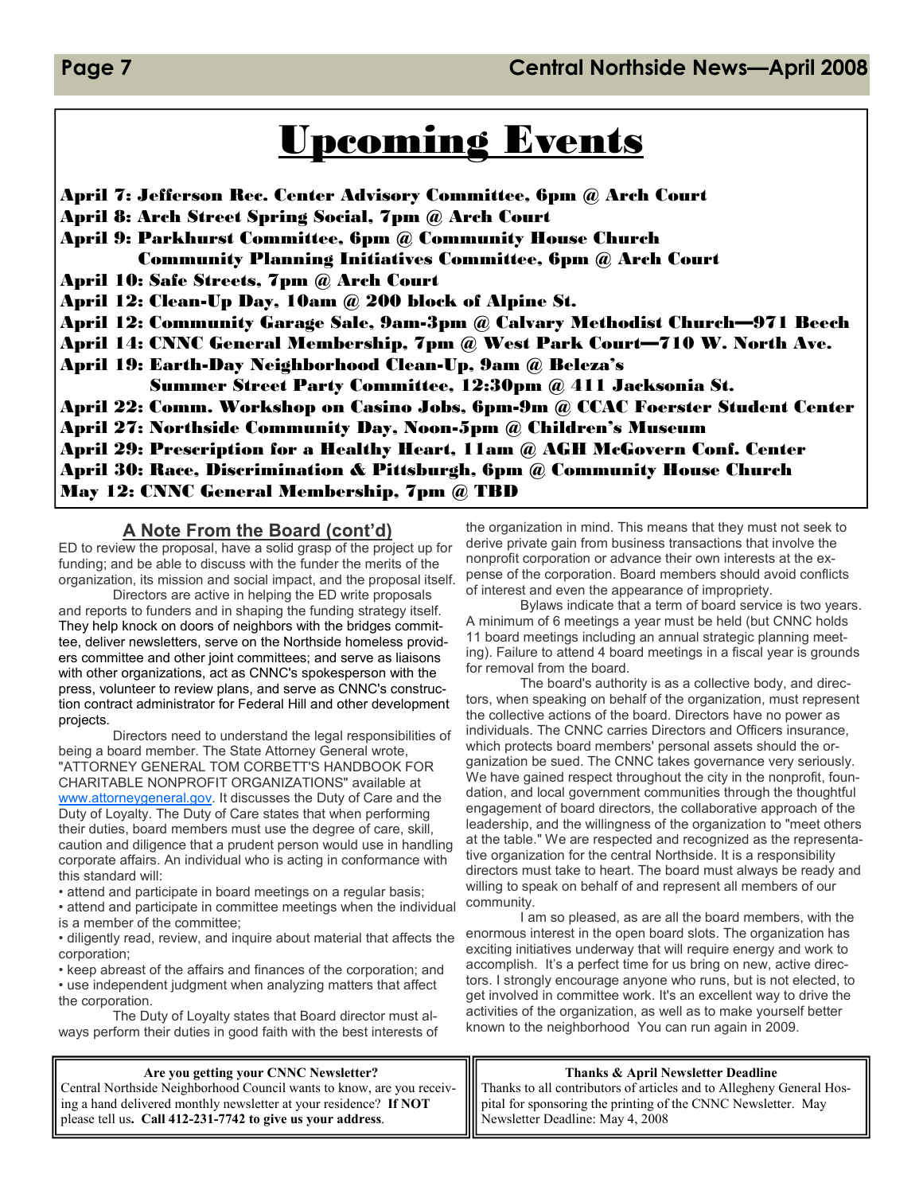# Upcoming Events

**April 7: Jefferson Rec. Center Advisory Committee, 6pm @ Arch Court**
**April 8: Arch Street Spring Social, 7pm @ Arch Court**
**April 9: Parkhurst Committee, 6pm @ Community House Church**
**Community Planning Initiatives Committee, 6pm @ Arch Court**
**April 10: Safe Streets, 7pm @ Arch Court**
**April 12: Clean-Up Day, 10am @ 200 block of Alpine St.**
**April 12: Community Garage Sale, 9am-3pm @ Calvary Methodist Church—971 Beech**
**April 14: CNNC General Membership, 7pm @ West Park Court—710 W. North Ave.**
**April 19: Earth-Day Neighborhood Clean-Up, 9am @ Beleza's**
**Summer Street Party Committee, 12:30pm @ 411 Jacksonia St.**
**April 22: Comm. Workshop on Casino Jobs, 6pm-9m @ CCAC Foerster Student Center**
**April 27: Northside Community Day, Noon-5pm @ Children's Museum**
**April 29: Prescription for a Healthy Heart, 11am @ AGH McGovern Conf. Center**
**April 30: Race, Discrimination & Pittsburgh, 6pm @ Community House Church**
**May 12: CNNC General Membership, 7pm @ TBD**

## A Note From the Board (cont'd)

ED to review the proposal, have a solid grasp of the project up for funding; and be able to discuss with the funder the merits of the organization, its mission and social impact, and the proposal itself.

Directors are active in helping the ED write proposals and reports to funders and in shaping the funding strategy itself. They help knock on doors of neighbors with the bridges committee, deliver newsletters, serve on the Northside homeless providers committee and other joint committees; and serve as liaisons with other organizations, act as CNNC's spokesperson with the press, volunteer to review plans, and serve as CNNC's construction contract administrator for Federal Hill and other development projects.

Directors need to understand the legal responsibilities of being a board member. The State Attorney General wrote, "ATTORNEY GENERAL TOM CORBETT'S HANDBOOK FOR CHARITABLE NONPROFIT ORGANIZATIONS" available at www.attorneygeneral.gov. It discusses the Duty of Care and the Duty of Loyalty. The Duty of Care states that when performing their duties, board members must use the degree of care, skill, caution and diligence that a prudent person would use in handling corporate affairs. An individual who is acting in conformance with this standard will:

- attend and participate in board meetings on a regular basis;
- attend and participate in committee meetings when the individual is a member of the committee;
- diligently read, review, and inquire about material that affects the corporation;
- keep abreast of the affairs and finances of the corporation; and
- use independent judgment when analyzing matters that affect the corporation.

The Duty of Loyalty states that Board director must always perform their duties in good faith with the best interests of the organization in mind. This means that they must not seek to derive private gain from business transactions that involve the nonprofit corporation or advance their own interests at the expense of the corporation. Board members should avoid conflicts of interest and even the appearance of impropriety.

Bylaws indicate that a term of board service is two years. A minimum of 6 meetings a year must be held (but CNNC holds 11 board meetings including an annual strategic planning meeting). Failure to attend 4 board meetings in a fiscal year is grounds for removal from the board.

The board's authority is as a collective body, and directors, when speaking on behalf of the organization, must represent the collective actions of the board. Directors have no power as individuals. The CNNC carries Directors and Officers insurance, which protects board members' personal assets should the organization be sued. The CNNC takes governance very seriously. We have gained respect throughout the city in the nonprofit, foundation, and local government communities through the thoughtful engagement of board directors, the collaborative approach of the leadership, and the willingness of the organization to "meet others at the table." We are respected and recognized as the representative organization for the central Northside. It is a responsibility directors must take to heart. The board must always be ready and willing to speak on behalf of and represent all members of our community.

I am so pleased, as are all the board members, with the enormous interest in the open board slots. The organization has exciting initiatives underway that will require energy and work to accomplish. It's a perfect time for us bring on new, active directors. I strongly encourage anyone who runs, but is not elected, to get involved in committee work. It's an excellent way to drive the activities of the organization, as well as to make yourself better known to the neighborhood You can run again in 2009.

**Are you getting your CNNC Newsletter?**

Central Northside Neighborhood Council wants to know, are you receiving a hand delivered monthly newsletter at your residence? **If NOT** please tell us**. Call 412-231-7742 to give us your address**.

**Thanks & April Newsletter Deadline**

Thanks to all contributors of articles and to Allegheny General Hospital for sponsoring the printing of the CNNC Newsletter. May Newsletter Deadline: May 4, 2008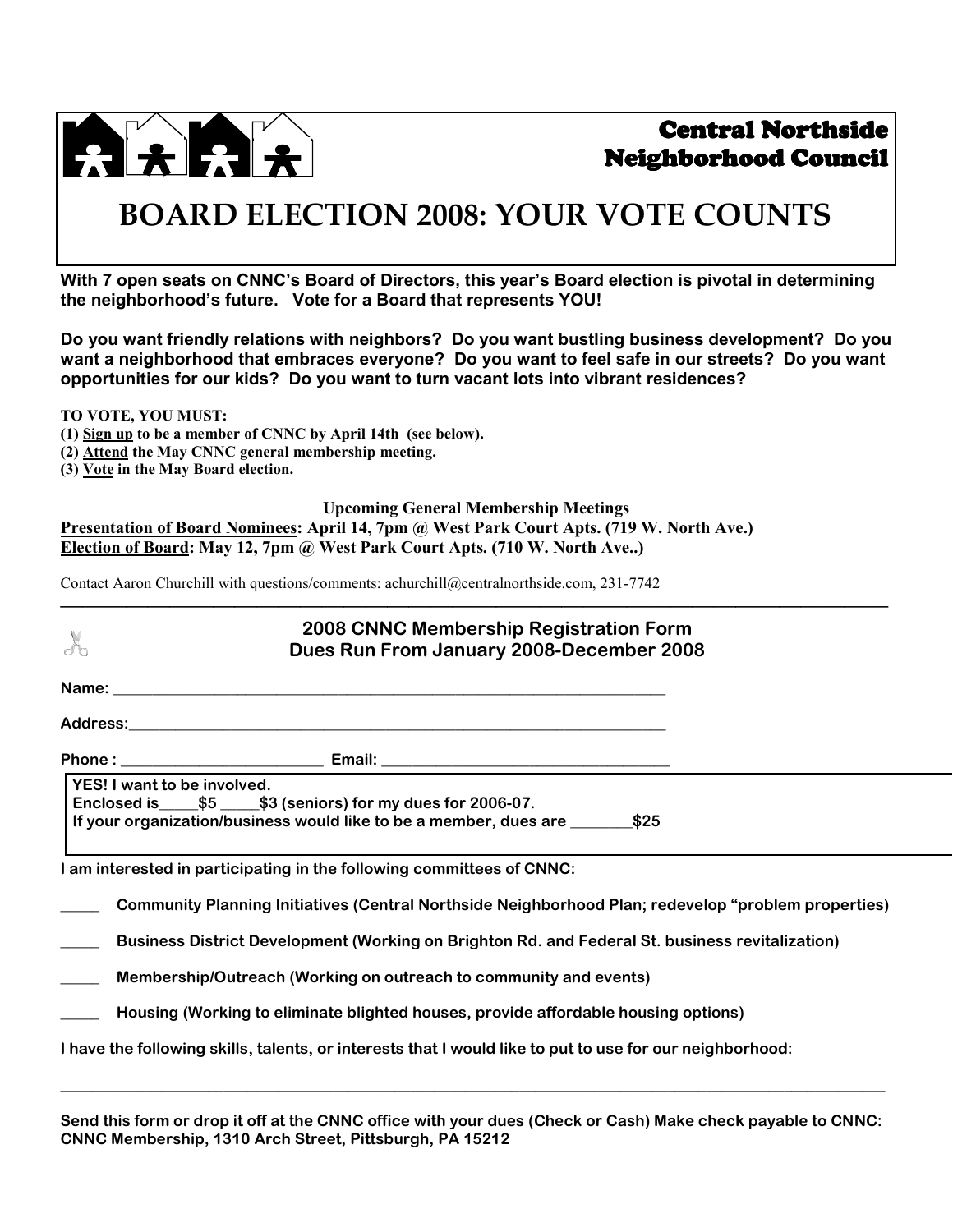**Central Northside Neighborhood Council**

# BOARD ELECTION 2008: YOUR VOTE COUNTS

**With 7 open seats on CNNC's Board of Directors, this year's Board election is pivotal in determining the neighborhood's future. Vote for a Board that represents YOU!**

**Do you want friendly relations with neighbors? Do you want bustling business development? Do you want a neighborhood that embraces everyone? Do you want to feel safe in our streets? Do you want opportunities for our kids? Do you want to turn vacant lots into vibrant residences?**

**TO VOTE, YOU MUST:**
**(1) Sign up to be a member of CNNC by April 14th (see below).**
**(2) Attend the May CNNC general membership meeting.**
**(3) Vote in the May Board election.**

**Upcoming General Membership Meetings**
**Presentation of Board Nominees: April 14, 7pm @ West Park Court Apts. (719 W. North Ave.)**
**Election of Board: May 12, 7pm @ West Park Court Apts. (710 W. North Ave..)**

Contact Aaron Churchill with questions/comments: achurchill@centralnorthside.com, 231-7742

---

## 2008 CNNC Membership Registration Form
## Dues Run From January 2008-December 2008

**Name:** ______________________________________________________________________

**Address:**____________________________________________________________________

**Phone :** ________________________ **Email:** ___________________________________

**YES! I want to be involved.**
**Enclosed is_____$5 _____$3 (seniors) for my dues for 2006-07.**
**If your organization/business would like to be a member, dues are ________$25**

**I am interested in participating in the following committees of CNNC:**

_____ **Community Planning Initiatives (Central Northside Neighborhood Plan; redevelop "problem properties)**

_____ **Business District Development (Working on Brighton Rd. and Federal St. business revitalization)**

_____ **Membership/Outreach (Working on outreach to community and events)**

_____ **Housing (Working to eliminate blighted houses, provide affordable housing options)**

**I have the following skills, talents, or interests that I would like to put to use for our neighborhood:**

______________________________________________________________________________________

**Send this form or drop it off at the CNNC office with your dues (Check or Cash) Make check payable to CNNC: CNNC Membership, 1310 Arch Street, Pittsburgh, PA 15212**